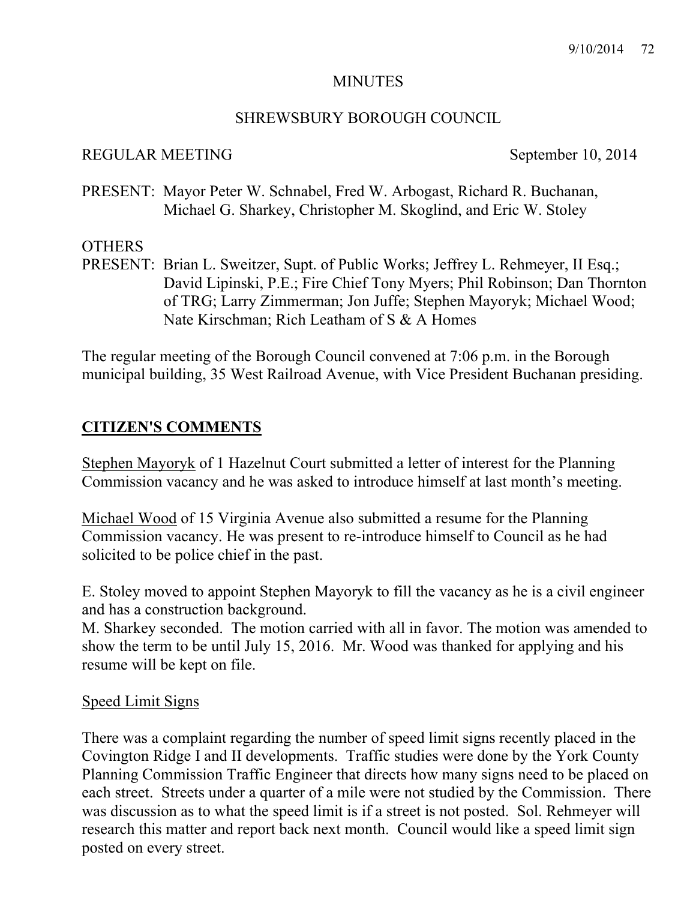# MINUTES

## SHREWSBURY BOROUGH COUNCIL

REGULAR MEETING September 10, 2014

PRESENT: Mayor Peter W. Schnabel, Fred W. Arbogast, Richard R. Buchanan, Michael G. Sharkey, Christopher M. Skoglind, and Eric W. Stoley

OTHERS
PRESENT: Brian L. Sweitzer, Supt. of Public Works; Jeffrey L. Rehmeyer, II Esq.; David Lipinski, P.E.; Fire Chief Tony Myers; Phil Robinson; Dan Thornton of TRG; Larry Zimmerman; Jon Juffe; Stephen Mayoryk; Michael Wood; Nate Kirschman; Rich Leatham of S & A Homes

The regular meeting of the Borough Council convened at 7:06 p.m. in the Borough municipal building, 35 West Railroad Avenue, with Vice President Buchanan presiding.

## CITIZEN'S COMMENTS

Stephen Mayoryk of 1 Hazelnut Court submitted a letter of interest for the Planning Commission vacancy and he was asked to introduce himself at last month's meeting.

Michael Wood of 15 Virginia Avenue also submitted a resume for the Planning Commission vacancy. He was present to re-introduce himself to Council as he had solicited to be police chief in the past.

E. Stoley moved to appoint Stephen Mayoryk to fill the vacancy as he is a civil engineer and has a construction background.
M. Sharkey seconded. The motion carried with all in favor. The motion was amended to show the term to be until July 15, 2016. Mr. Wood was thanked for applying and his resume will be kept on file.

### Speed Limit Signs

There was a complaint regarding the number of speed limit signs recently placed in the Covington Ridge I and II developments. Traffic studies were done by the York County Planning Commission Traffic Engineer that directs how many signs need to be placed on each street. Streets under a quarter of a mile were not studied by the Commission. There was discussion as to what the speed limit is if a street is not posted. Sol. Rehmeyer will research this matter and report back next month. Council would like a speed limit sign posted on every street.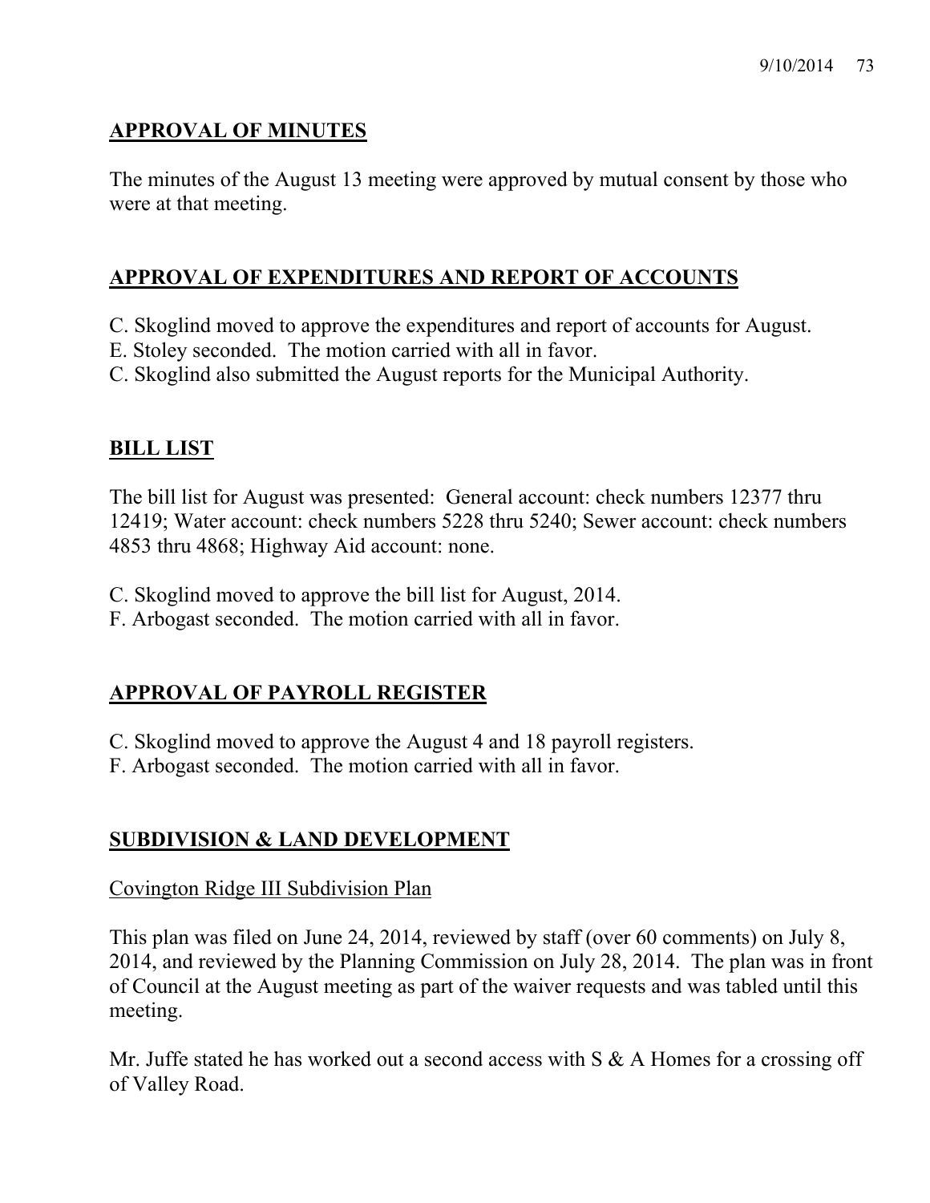## APPROVAL OF MINUTES

The minutes of the August 13 meeting were approved by mutual consent by those who were at that meeting.

## APPROVAL OF EXPENDITURES AND REPORT OF ACCOUNTS

C. Skoglind moved to approve the expenditures and report of accounts for August.
E. Stoley seconded. The motion carried with all in favor.
C. Skoglind also submitted the August reports for the Municipal Authority.

## BILL LIST

The bill list for August was presented: General account: check numbers 12377 thru 12419; Water account: check numbers 5228 thru 5240; Sewer account: check numbers 4853 thru 4868; Highway Aid account: none.

C. Skoglind moved to approve the bill list for August, 2014.
F. Arbogast seconded. The motion carried with all in favor.

## APPROVAL OF PAYROLL REGISTER

C. Skoglind moved to approve the August 4 and 18 payroll registers.
F. Arbogast seconded. The motion carried with all in favor.

## SUBDIVISION & LAND DEVELOPMENT

### Covington Ridge III Subdivision Plan

This plan was filed on June 24, 2014, reviewed by staff (over 60 comments) on July 8, 2014, and reviewed by the Planning Commission on July 28, 2014. The plan was in front of Council at the August meeting as part of the waiver requests and was tabled until this meeting.

Mr. Juffe stated he has worked out a second access with S & A Homes for a crossing off of Valley Road.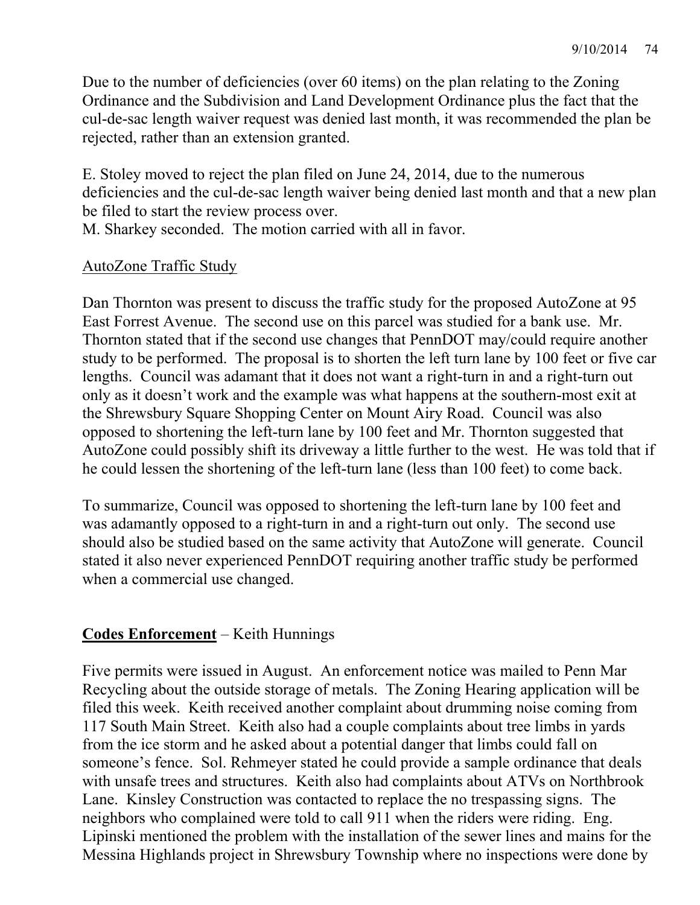Due to the number of deficiencies (over 60 items) on the plan relating to the Zoning Ordinance and the Subdivision and Land Development Ordinance plus the fact that the cul-de-sac length waiver request was denied last month, it was recommended the plan be rejected, rather than an extension granted.

E. Stoley moved to reject the plan filed on June 24, 2014, due to the numerous deficiencies and the cul-de-sac length waiver being denied last month and that a new plan be filed to start the review process over.
M. Sharkey seconded. The motion carried with all in favor.

AutoZone Traffic Study

Dan Thornton was present to discuss the traffic study for the proposed AutoZone at 95 East Forrest Avenue. The second use on this parcel was studied for a bank use. Mr. Thornton stated that if the second use changes that PennDOT may/could require another study to be performed. The proposal is to shorten the left turn lane by 100 feet or five car lengths. Council was adamant that it does not want a right-turn in and a right-turn out only as it doesn't work and the example was what happens at the southern-most exit at the Shrewsbury Square Shopping Center on Mount Airy Road. Council was also opposed to shortening the left-turn lane by 100 feet and Mr. Thornton suggested that AutoZone could possibly shift its driveway a little further to the west. He was told that if he could lessen the shortening of the left-turn lane (less than 100 feet) to come back.

To summarize, Council was opposed to shortening the left-turn lane by 100 feet and was adamantly opposed to a right-turn in and a right-turn out only. The second use should also be studied based on the same activity that AutoZone will generate. Council stated it also never experienced PennDOT requiring another traffic study be performed when a commercial use changed.

**Codes Enforcement** – Keith Hunnings

Five permits were issued in August. An enforcement notice was mailed to Penn Mar Recycling about the outside storage of metals. The Zoning Hearing application will be filed this week. Keith received another complaint about drumming noise coming from 117 South Main Street. Keith also had a couple complaints about tree limbs in yards from the ice storm and he asked about a potential danger that limbs could fall on someone's fence. Sol. Rehmeyer stated he could provide a sample ordinance that deals with unsafe trees and structures. Keith also had complaints about ATVs on Northbrook Lane. Kinsley Construction was contacted to replace the no trespassing signs. The neighbors who complained were told to call 911 when the riders were riding. Eng. Lipinski mentioned the problem with the installation of the sewer lines and mains for the Messina Highlands project in Shrewsbury Township where no inspections were done by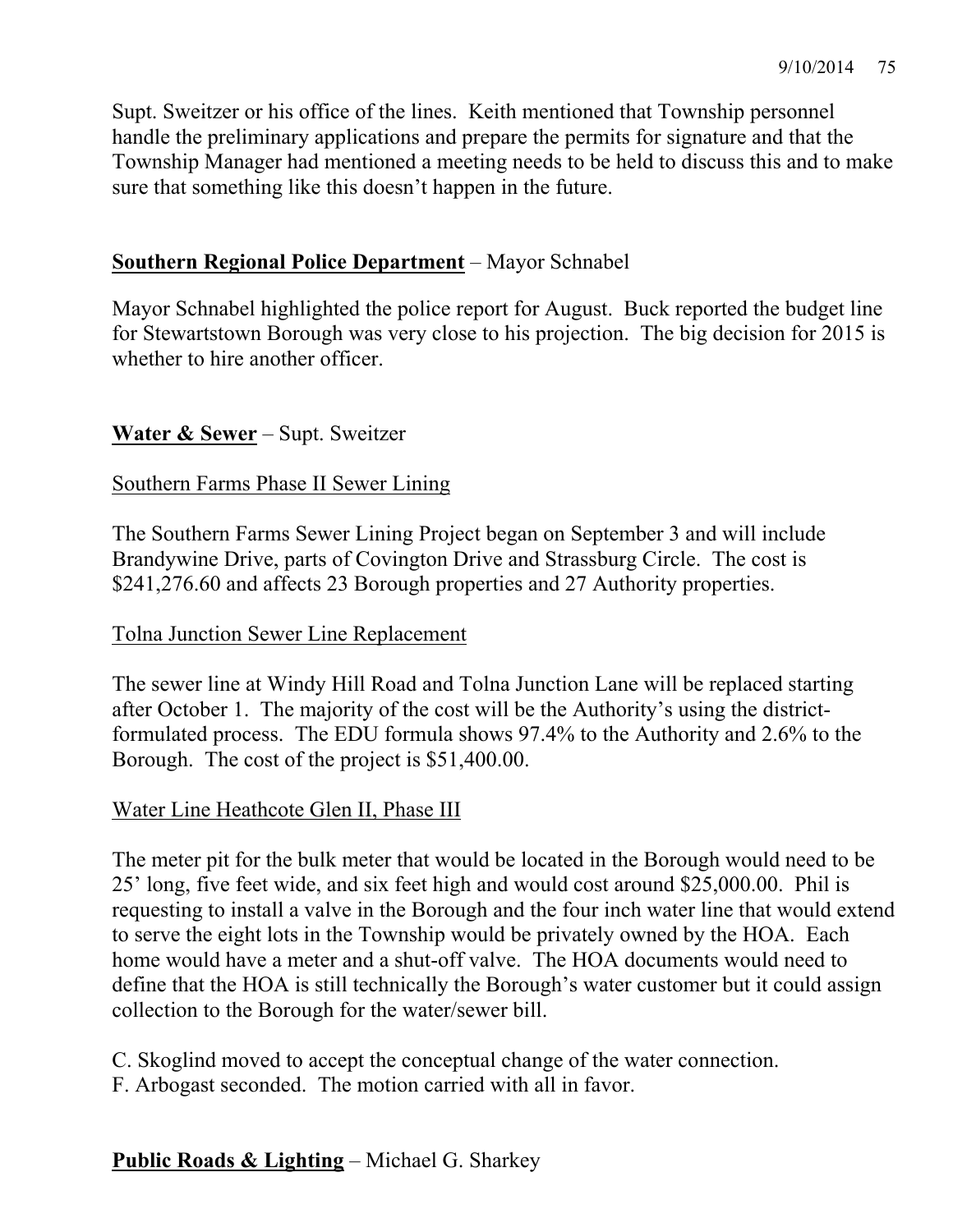Supt. Sweitzer or his office of the lines. Keith mentioned that Township personnel handle the preliminary applications and prepare the permits for signature and that the Township Manager had mentioned a meeting needs to be held to discuss this and to make sure that something like this doesn't happen in the future.

**Southern Regional Police Department** – Mayor Schnabel

Mayor Schnabel highlighted the police report for August. Buck reported the budget line for Stewartstown Borough was very close to his projection. The big decision for 2015 is whether to hire another officer.

**Water & Sewer** – Supt. Sweitzer

Southern Farms Phase II Sewer Lining

The Southern Farms Sewer Lining Project began on September 3 and will include Brandywine Drive, parts of Covington Drive and Strassburg Circle. The cost is $241,276.60 and affects 23 Borough properties and 27 Authority properties.

Tolna Junction Sewer Line Replacement

The sewer line at Windy Hill Road and Tolna Junction Lane will be replaced starting after October 1. The majority of the cost will be the Authority's using the district-formulated process. The EDU formula shows 97.4% to the Authority and 2.6% to the Borough. The cost of the project is $51,400.00.

Water Line Heathcote Glen II, Phase III

The meter pit for the bulk meter that would be located in the Borough would need to be 25' long, five feet wide, and six feet high and would cost around $25,000.00. Phil is requesting to install a valve in the Borough and the four inch water line that would extend to serve the eight lots in the Township would be privately owned by the HOA. Each home would have a meter and a shut-off valve. The HOA documents would need to define that the HOA is still technically the Borough's water customer but it could assign collection to the Borough for the water/sewer bill.

C. Skoglind moved to accept the conceptual change of the water connection.
F. Arbogast seconded. The motion carried with all in favor.

**Public Roads & Lighting** – Michael G. Sharkey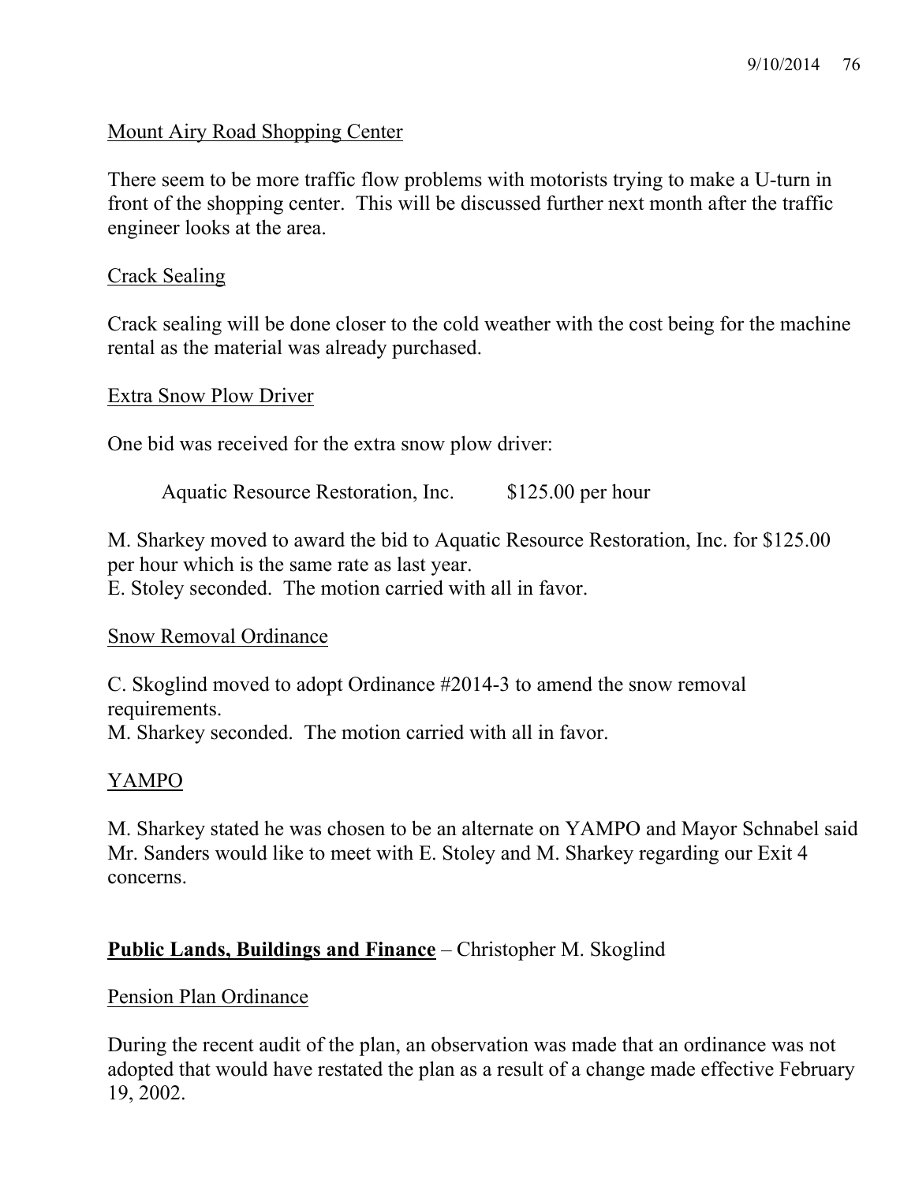Mount Airy Road Shopping Center

There seem to be more traffic flow problems with motorists trying to make a U-turn in front of the shopping center. This will be discussed further next month after the traffic engineer looks at the area.

Crack Sealing

Crack sealing will be done closer to the cold weather with the cost being for the machine rental as the material was already purchased.

Extra Snow Plow Driver

One bid was received for the extra snow plow driver:

Aquatic Resource Restoration, Inc. $125.00 per hour

M. Sharkey moved to award the bid to Aquatic Resource Restoration, Inc. for $125.00 per hour which is the same rate as last year.
E. Stoley seconded. The motion carried with all in favor.

Snow Removal Ordinance

C. Skoglind moved to adopt Ordinance #2014-3 to amend the snow removal requirements.
M. Sharkey seconded. The motion carried with all in favor.

YAMPO

M. Sharkey stated he was chosen to be an alternate on YAMPO and Mayor Schnabel said Mr. Sanders would like to meet with E. Stoley and M. Sharkey regarding our Exit 4 concerns.

**Public Lands, Buildings and Finance** – Christopher M. Skoglind

Pension Plan Ordinance

During the recent audit of the plan, an observation was made that an ordinance was not adopted that would have restated the plan as a result of a change made effective February 19, 2002.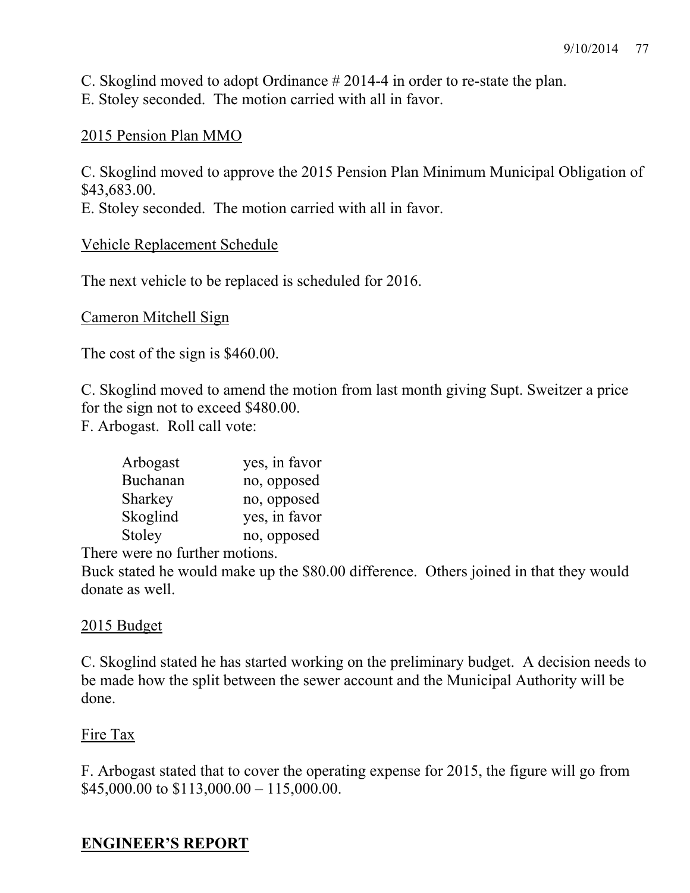C. Skoglind moved to adopt Ordinance # 2014-4 in order to re-state the plan.
E. Stoley seconded. The motion carried with all in favor.

2015 Pension Plan MMO

C. Skoglind moved to approve the 2015 Pension Plan Minimum Municipal Obligation of $43,683.00.
E. Stoley seconded. The motion carried with all in favor.

Vehicle Replacement Schedule

The next vehicle to be replaced is scheduled for 2016.

Cameron Mitchell Sign

The cost of the sign is $460.00.

C. Skoglind moved to amend the motion from last month giving Supt. Sweitzer a price for the sign not to exceed $480.00.
F. Arbogast. Roll call vote:

| | |
|---|---|
| Arbogast | yes, in favor |
| Buchanan | no, opposed |
| Sharkey | no, opposed |
| Skoglind | yes, in favor |
| Stoley | no, opposed |

There were no further motions.
Buck stated he would make up the $80.00 difference. Others joined in that they would donate as well.

2015 Budget

C. Skoglind stated he has started working on the preliminary budget. A decision needs to be made how the split between the sewer account and the Municipal Authority will be done.

Fire Tax

F. Arbogast stated that to cover the operating expense for 2015, the figure will go from $45,000.00 to $113,000.00 – 115,000.00.

## ENGINEER'S REPORT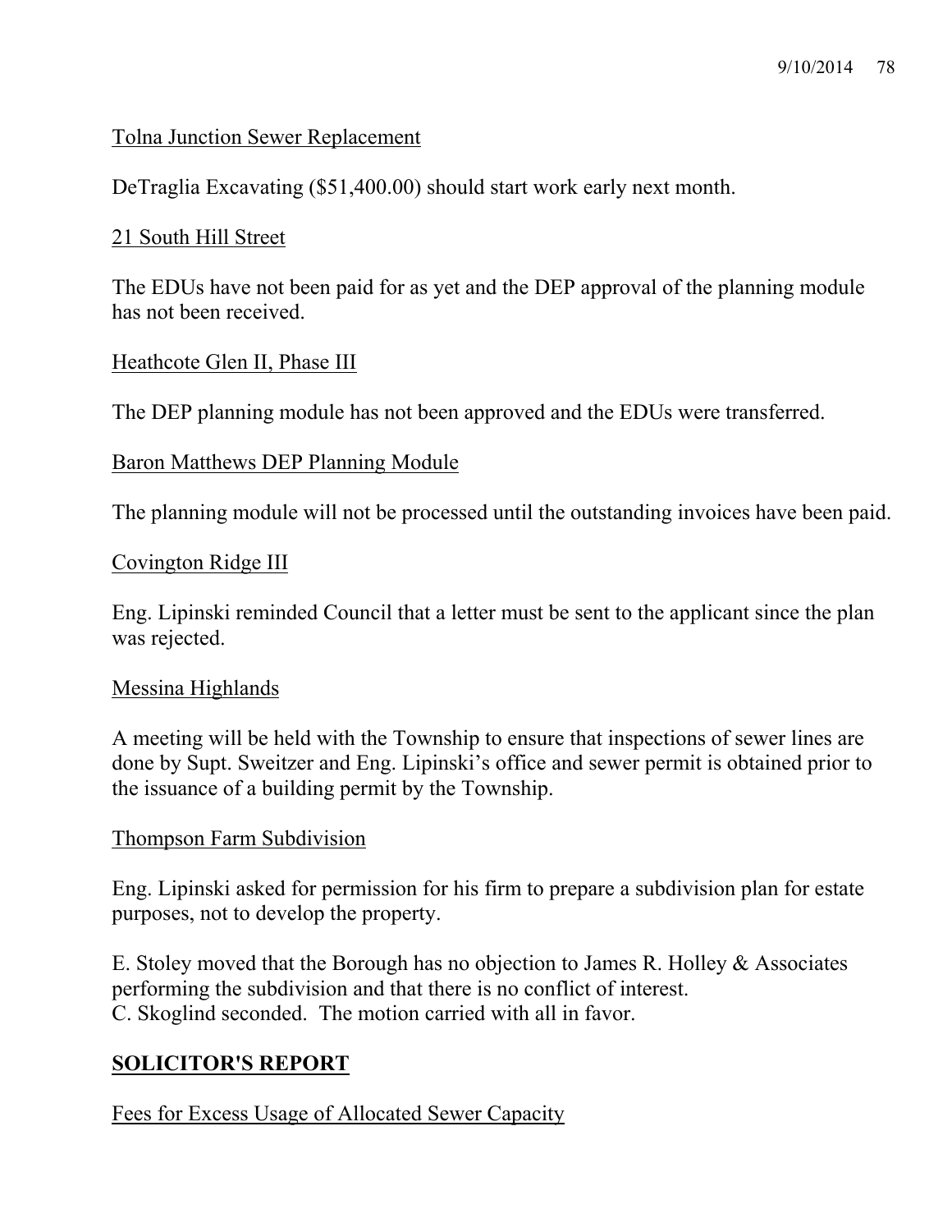Tolna Junction Sewer Replacement

DeTraglia Excavating ($51,400.00) should start work early next month.

21 South Hill Street

The EDUs have not been paid for as yet and the DEP approval of the planning module has not been received.

Heathcote Glen II, Phase III

The DEP planning module has not been approved and the EDUs were transferred.

Baron Matthews DEP Planning Module

The planning module will not be processed until the outstanding invoices have been paid.

Covington Ridge III

Eng. Lipinski reminded Council that a letter must be sent to the applicant since the plan was rejected.

Messina Highlands

A meeting will be held with the Township to ensure that inspections of sewer lines are done by Supt. Sweitzer and Eng. Lipinski's office and sewer permit is obtained prior to the issuance of a building permit by the Township.

Thompson Farm Subdivision

Eng. Lipinski asked for permission for his firm to prepare a subdivision plan for estate purposes, not to develop the property.

E. Stoley moved that the Borough has no objection to James R. Holley & Associates performing the subdivision and that there is no conflict of interest.
C. Skoglind seconded. The motion carried with all in favor.

## SOLICITOR'S REPORT

Fees for Excess Usage of Allocated Sewer Capacity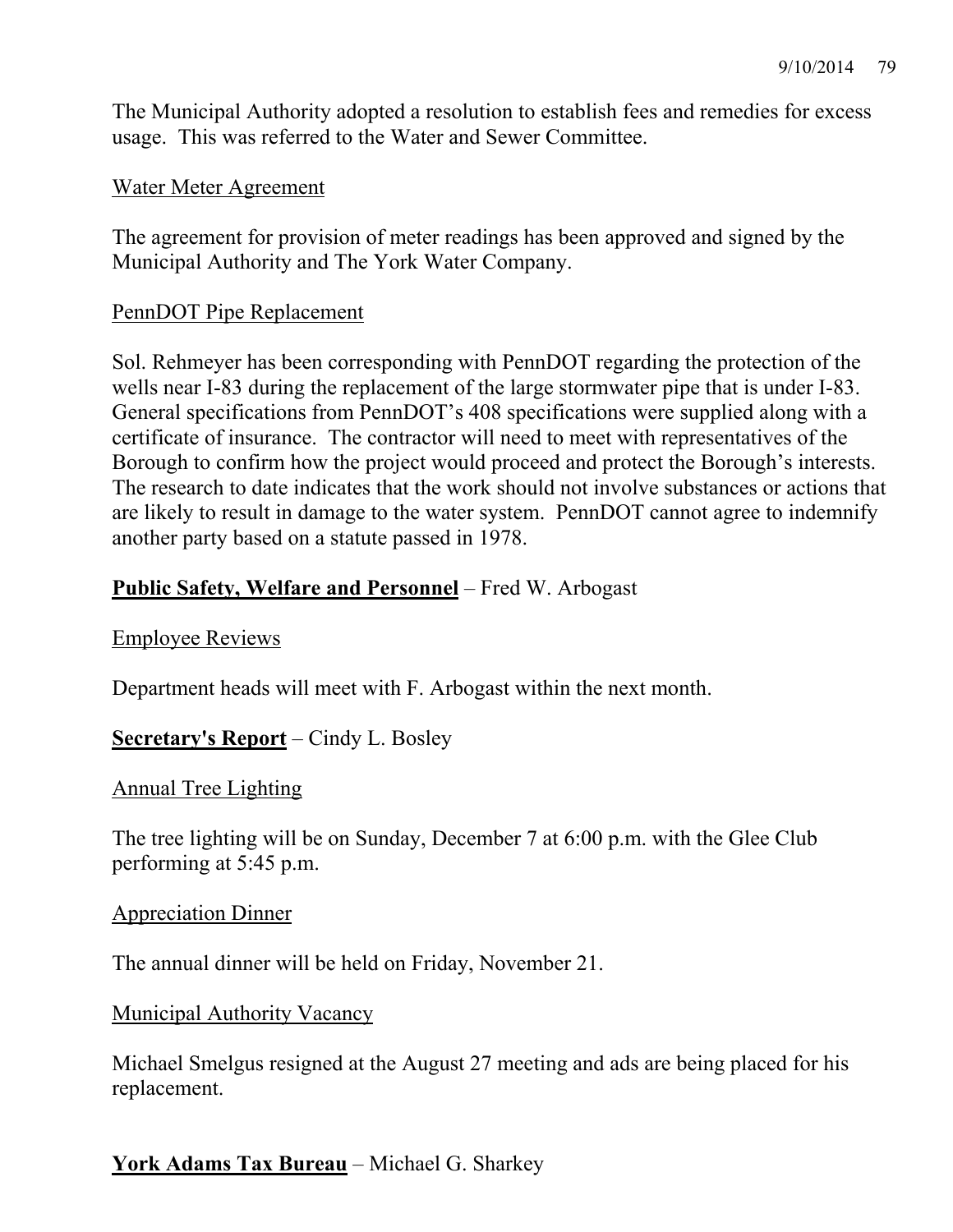The Municipal Authority adopted a resolution to establish fees and remedies for excess usage. This was referred to the Water and Sewer Committee.

Water Meter Agreement

The agreement for provision of meter readings has been approved and signed by the Municipal Authority and The York Water Company.

PennDOT Pipe Replacement

Sol. Rehmeyer has been corresponding with PennDOT regarding the protection of the wells near I-83 during the replacement of the large stormwater pipe that is under I-83. General specifications from PennDOT's 408 specifications were supplied along with a certificate of insurance. The contractor will need to meet with representatives of the Borough to confirm how the project would proceed and protect the Borough's interests. The research to date indicates that the work should not involve substances or actions that are likely to result in damage to the water system. PennDOT cannot agree to indemnify another party based on a statute passed in 1978.

**Public Safety, Welfare and Personnel** – Fred W. Arbogast

Employee Reviews

Department heads will meet with F. Arbogast within the next month.

**Secretary's Report** – Cindy L. Bosley

Annual Tree Lighting

The tree lighting will be on Sunday, December 7 at 6:00 p.m. with the Glee Club performing at 5:45 p.m.

Appreciation Dinner

The annual dinner will be held on Friday, November 21.

Municipal Authority Vacancy

Michael Smelgus resigned at the August 27 meeting and ads are being placed for his replacement.

**York Adams Tax Bureau** – Michael G. Sharkey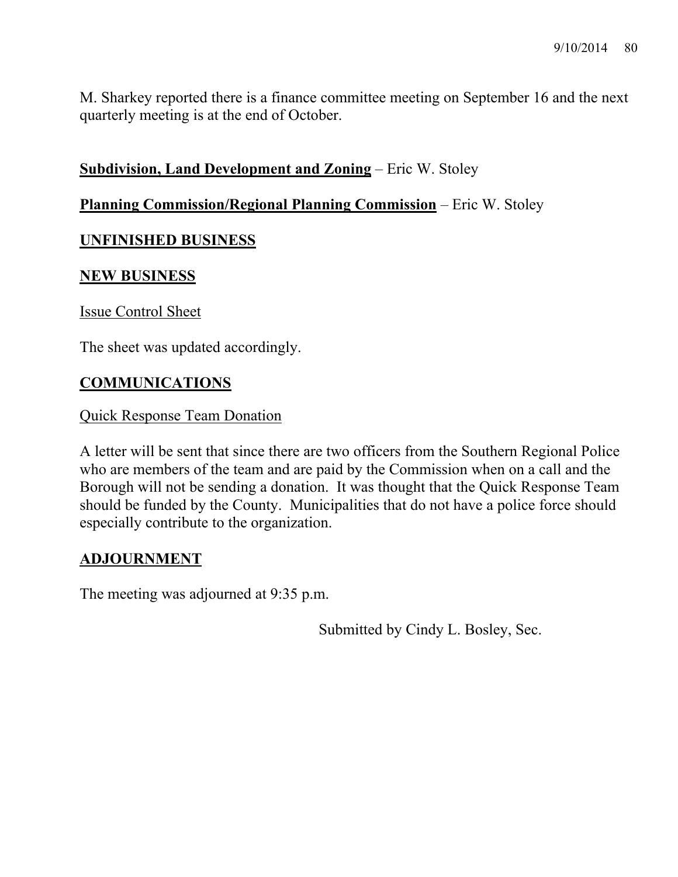M. Sharkey reported there is a finance committee meeting on September 16 and the next quarterly meeting is at the end of October.

**Subdivision, Land Development and Zoning** – Eric W. Stoley

**Planning Commission/Regional Planning Commission** – Eric W. Stoley

## UNFINISHED BUSINESS

## NEW BUSINESS

Issue Control Sheet

The sheet was updated accordingly.

## COMMUNICATIONS

Quick Response Team Donation

A letter will be sent that since there are two officers from the Southern Regional Police who are members of the team and are paid by the Commission when on a call and the Borough will not be sending a donation. It was thought that the Quick Response Team should be funded by the County. Municipalities that do not have a police force should especially contribute to the organization.

## ADJOURNMENT

The meeting was adjourned at 9:35 p.m.

Submitted by Cindy L. Bosley, Sec.